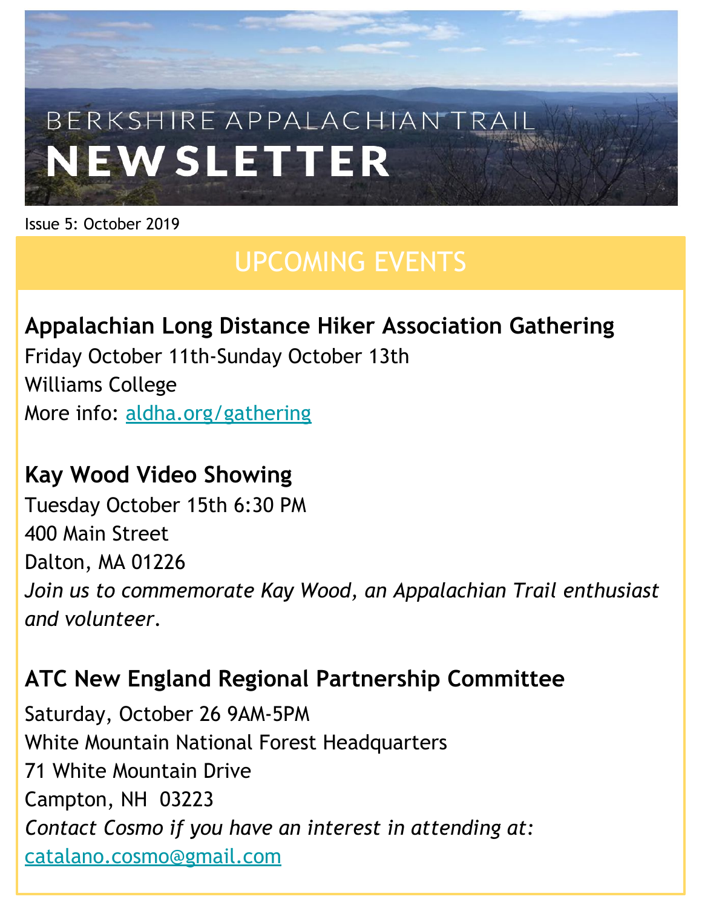# BERKSHIRE APPALACHIAN TRAIL NEWSLETTER

Issue 5: October 2019

## UPCOMING EVENTS

### Appalachian Long Distance Hiker Association Gathering

Friday October 11th-Sunday October 13th
Williams College
More info: [aldha.org/gathering](aldha.org/gathering)

### Kay Wood Video Showing

Tuesday October 15th 6:30 PM
400 Main Street
Dalton, MA 01226
*Join us to commemorate Kay Wood, an Appalachian Trail enthusiast and volunteer.*

### ATC New England Regional Partnership Committee

Saturday, October 26 9AM-5PM
White Mountain National Forest Headquarters
71 White Mountain Drive
Campton, NH 03223
*Contact Cosmo if you have an interest in attending at:*
[catalano.cosmo@gmail.com](mailto:catalano.cosmo@gmail.com)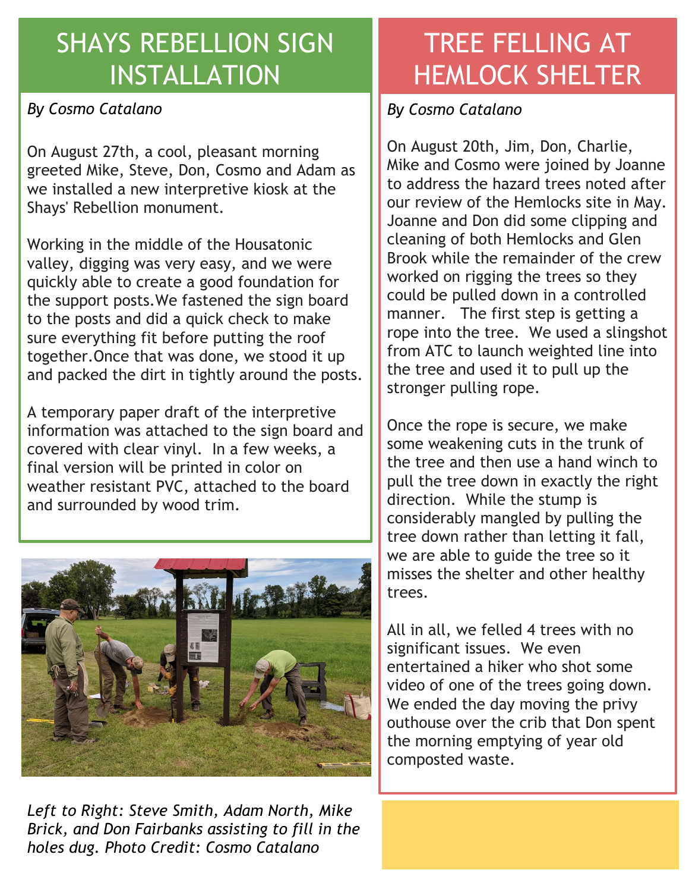## SHAYS REBELLION SIGN INSTALLATION

*By Cosmo Catalano*

On August 27th, a cool, pleasant morning greeted Mike, Steve, Don, Cosmo and Adam as we installed a new interpretive kiosk at the Shays' Rebellion monument.

Working in the middle of the Housatonic valley, digging was very easy, and we were quickly able to create a good foundation for the support posts.We fastened the sign board to the posts and did a quick check to make sure everything fit before putting the roof together.Once that was done, we stood it up and packed the dirt in tightly around the posts.

A temporary paper draft of the interpretive information was attached to the sign board and covered with clear vinyl. In a few weeks, a final version will be printed in color on weather resistant PVC, attached to the board and surrounded by wood trim.

*Left to Right: Steve Smith, Adam North, Mike Brick, and Don Fairbanks assisting to fill in the holes dug. Photo Credit: Cosmo Catalano*

## TREE FELLING AT HEMLOCK SHELTER

*By Cosmo Catalano*

On August 20th, Jim, Don, Charlie, Mike and Cosmo were joined by Joanne to address the hazard trees noted after our review of the Hemlocks site in May. Joanne and Don did some clipping and cleaning of both Hemlocks and Glen Brook while the remainder of the crew worked on rigging the trees so they could be pulled down in a controlled manner. The first step is getting a rope into the tree. We used a slingshot from ATC to launch weighted line into the tree and used it to pull up the stronger pulling rope.

Once the rope is secure, we make some weakening cuts in the trunk of the tree and then use a hand winch to pull the tree down in exactly the right direction. While the stump is considerably mangled by pulling the tree down rather than letting it fall, we are able to guide the tree so it misses the shelter and other healthy trees.

All in all, we felled 4 trees with no significant issues. We even entertained a hiker who shot some video of one of the trees going down. We ended the day moving the privy outhouse over the crib that Don spent the morning emptying of year old composted waste.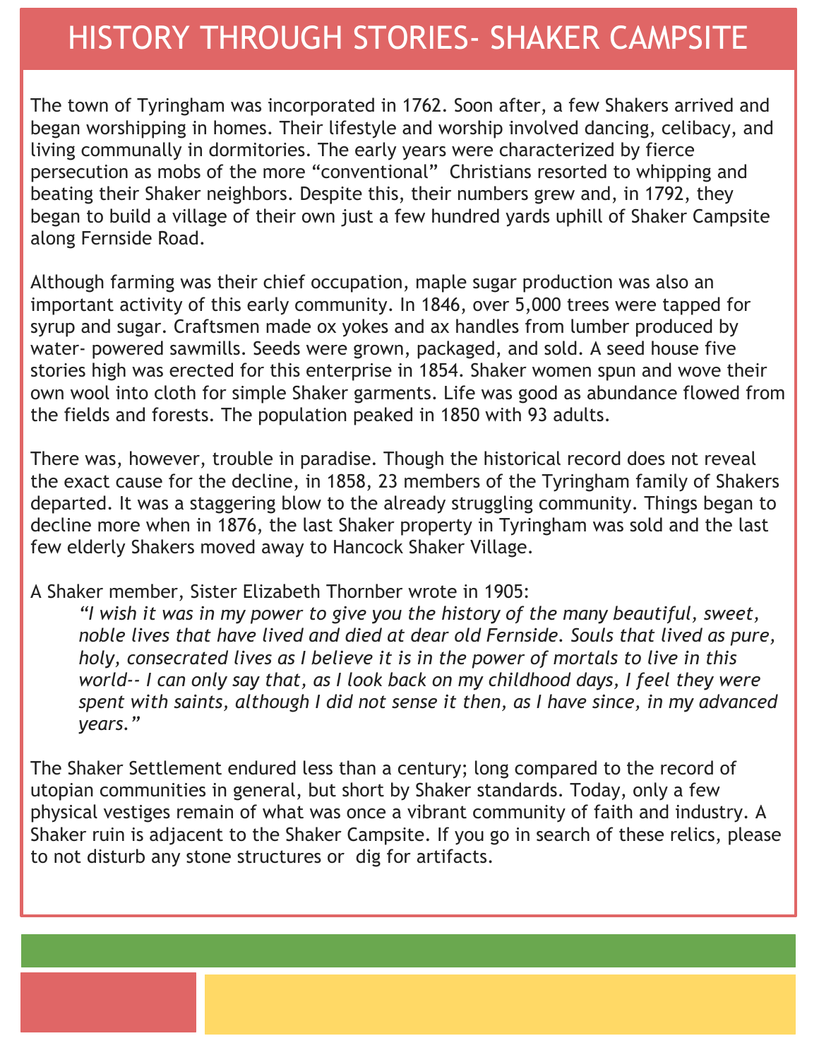# HISTORY THROUGH STORIES- SHAKER CAMPSITE

The town of Tyringham was incorporated in 1762. Soon after, a few Shakers arrived and began worshipping in homes. Their lifestyle and worship involved dancing, celibacy, and living communally in dormitories. The early years were characterized by fierce persecution as mobs of the more "conventional" Christians resorted to whipping and beating their Shaker neighbors. Despite this, their numbers grew and, in 1792, they began to build a village of their own just a few hundred yards uphill of Shaker Campsite along Fernside Road.

Although farming was their chief occupation, maple sugar production was also an important activity of this early community. In 1846, over 5,000 trees were tapped for syrup and sugar. Craftsmen made ox yokes and ax handles from lumber produced by water- powered sawmills. Seeds were grown, packaged, and sold. A seed house five stories high was erected for this enterprise in 1854. Shaker women spun and wove their own wool into cloth for simple Shaker garments. Life was good as abundance flowed from the fields and forests. The population peaked in 1850 with 93 adults.

There was, however, trouble in paradise. Though the historical record does not reveal the exact cause for the decline, in 1858, 23 members of the Tyringham family of Shakers departed. It was a staggering blow to the already struggling community. Things began to decline more when in 1876, the last Shaker property in Tyringham was sold and the last few elderly Shakers moved away to Hancock Shaker Village.

A Shaker member, Sister Elizabeth Thornber wrote in 1905:

> *"I wish it was in my power to give you the history of the many beautiful, sweet, noble lives that have lived and died at dear old Fernside. Souls that lived as pure, holy, consecrated lives as I believe it is in the power of mortals to live in this world-- I can only say that, as I look back on my childhood days, I feel they were spent with saints, although I did not sense it then, as I have since, in my advanced years."*

The Shaker Settlement endured less than a century; long compared to the record of utopian communities in general, but short by Shaker standards. Today, only a few physical vestiges remain of what was once a vibrant community of faith and industry. A Shaker ruin is adjacent to the Shaker Campsite. If you go in search of these relics, please to not disturb any stone structures or dig for artifacts.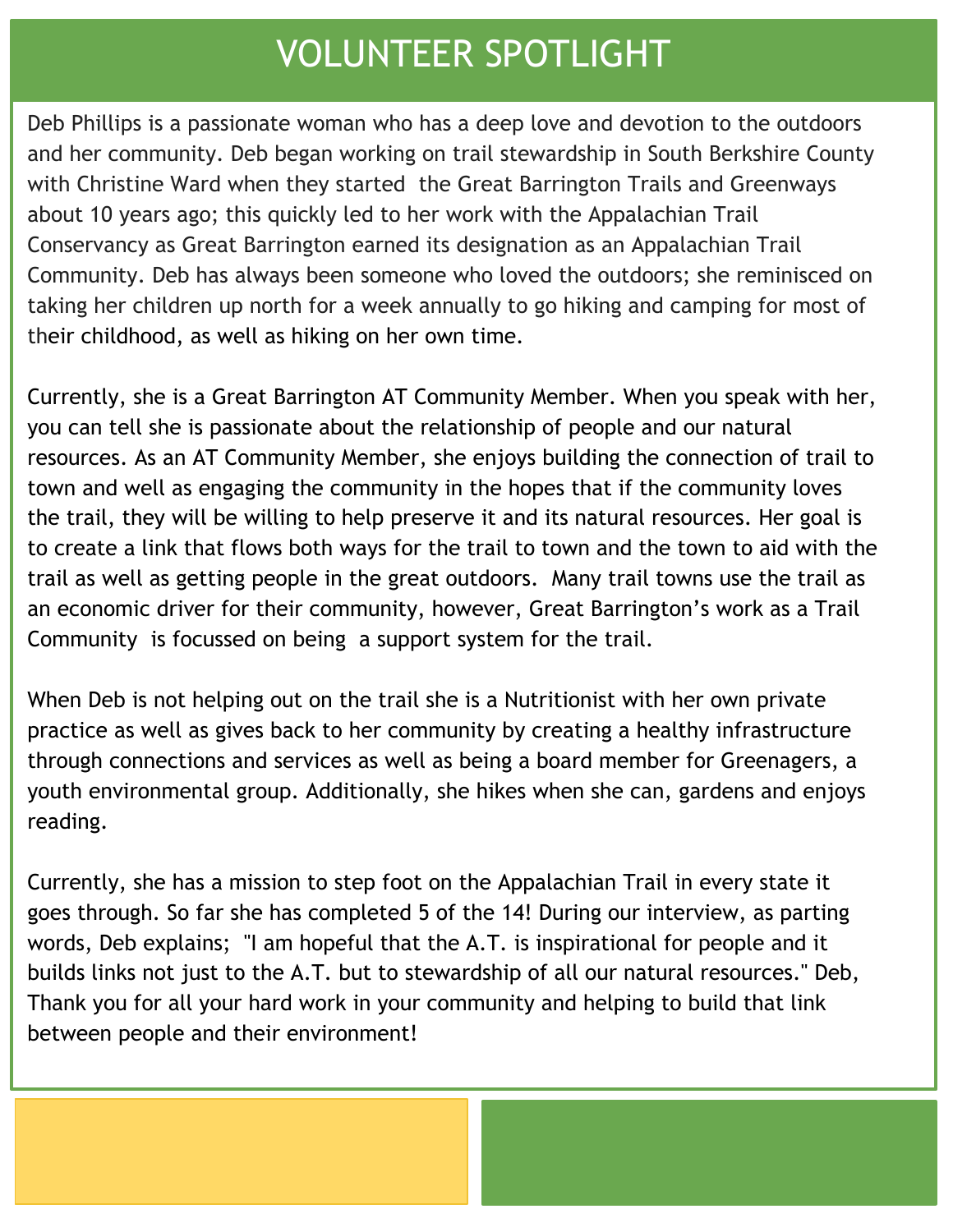# VOLUNTEER SPOTLIGHT

Deb Phillips is a passionate woman who has a deep love and devotion to the outdoors and her community. Deb began working on trail stewardship in South Berkshire County with Christine Ward when they started the Great Barrington Trails and Greenways about 10 years ago; this quickly led to her work with the Appalachian Trail Conservancy as Great Barrington earned its designation as an Appalachian Trail Community. Deb has always been someone who loved the outdoors; she reminisced on taking her children up north for a week annually to go hiking and camping for most of their childhood, as well as hiking on her own time.

Currently, she is a Great Barrington AT Community Member. When you speak with her, you can tell she is passionate about the relationship of people and our natural resources. As an AT Community Member, she enjoys building the connection of trail to town and well as engaging the community in the hopes that if the community loves the trail, they will be willing to help preserve it and its natural resources. Her goal is to create a link that flows both ways for the trail to town and the town to aid with the trail as well as getting people in the great outdoors. Many trail towns use the trail as an economic driver for their community, however, Great Barrington's work as a Trail Community is focussed on being a support system for the trail.

When Deb is not helping out on the trail she is a Nutritionist with her own private practice as well as gives back to her community by creating a healthy infrastructure through connections and services as well as being a board member for Greenagers, a youth environmental group. Additionally, she hikes when she can, gardens and enjoys reading.

Currently, she has a mission to step foot on the Appalachian Trail in every state it goes through. So far she has completed 5 of the 14! During our interview, as parting words, Deb explains; "I am hopeful that the A.T. is inspirational for people and it builds links not just to the A.T. but to stewardship of all our natural resources." Deb, Thank you for all your hard work in your community and helping to build that link between people and their environment!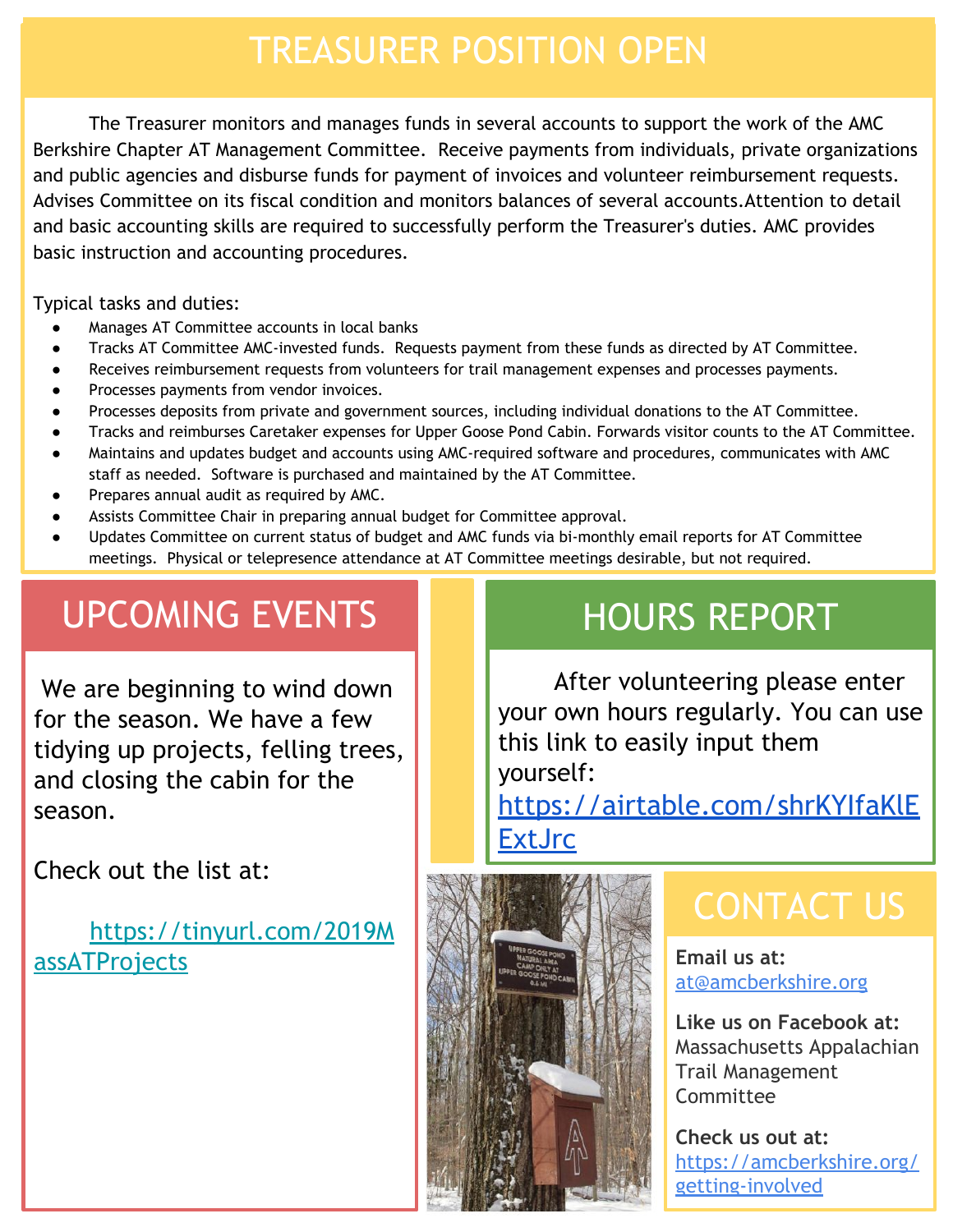# TREASURER POSITION OPEN

The Treasurer monitors and manages funds in several accounts to support the work of the AMC Berkshire Chapter AT Management Committee. Receive payments from individuals, private organizations and public agencies and disburse funds for payment of invoices and volunteer reimbursement requests. Advises Committee on its fiscal condition and monitors balances of several accounts.Attention to detail and basic accounting skills are required to successfully perform the Treasurer's duties. AMC provides basic instruction and accounting procedures.

Typical tasks and duties:

- Manages AT Committee accounts in local banks
- Tracks AT Committee AMC-invested funds. Requests payment from these funds as directed by AT Committee.
- Receives reimbursement requests from volunteers for trail management expenses and processes payments.
- Processes payments from vendor invoices.
- Processes deposits from private and government sources, including individual donations to the AT Committee.
- Tracks and reimburses Caretaker expenses for Upper Goose Pond Cabin. Forwards visitor counts to the AT Committee.
- Maintains and updates budget and accounts using AMC-required software and procedures, communicates with AMC staff as needed. Software is purchased and maintained by the AT Committee.
- Prepares annual audit as required by AMC.
- Assists Committee Chair in preparing annual budget for Committee approval.
- Updates Committee on current status of budget and AMC funds via bi-monthly email reports for AT Committee meetings. Physical or telepresence attendance at AT Committee meetings desirable, but not required.

# UPCOMING EVENTS

We are beginning to wind down for the season. We have a few tidying up projects, felling trees, and closing the cabin for the season.

Check out the list at:

https://tinyurl.com/2019MassATProjects

# HOURS REPORT

After volunteering please enter your own hours regularly. You can use this link to easily input them yourself: https://airtable.com/shrKYIfaKlEExtJrc

# CONTACT US

**Email us at:** at@amcberkshire.org

**Like us on Facebook at:** Massachusetts Appalachian Trail Management Committee

**Check us out at:** https://amcberkshire.org/getting-involved